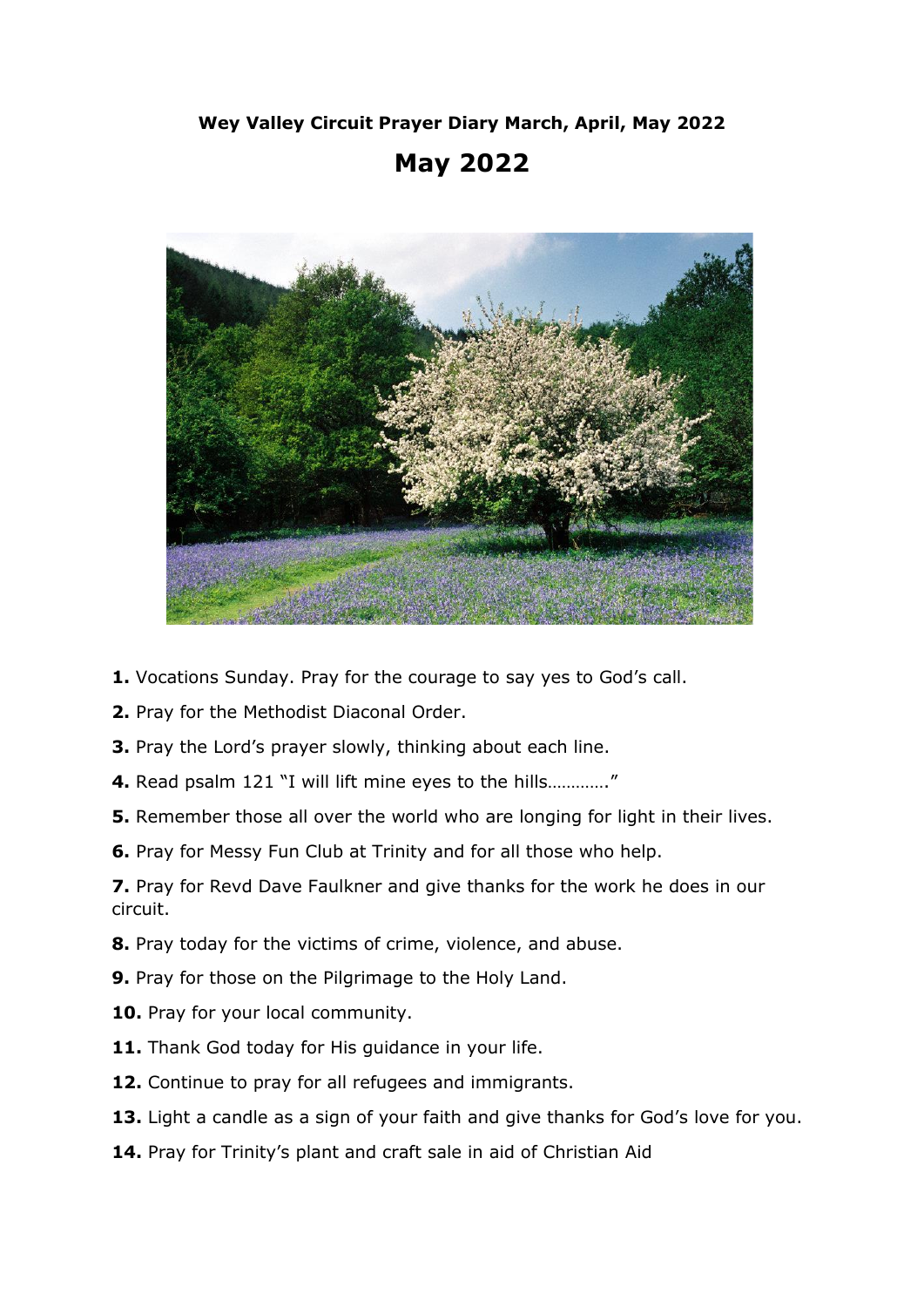**Wey Valley Circuit Prayer Diary March, April, May 2022**

# May 2022

**1.** Vocations Sunday. Pray for the courage to say yes to God's call.

**2.** Pray for the Methodist Diaconal Order.

**3.** Pray the Lord's prayer slowly, thinking about each line.

**4.** Read psalm 121 "I will lift mine eyes to the hills…………."

**5.** Remember those all over the world who are longing for light in their lives.

**6.** Pray for Messy Fun Club at Trinity and for all those who help.

**7.** Pray for Revd Dave Faulkner and give thanks for the work he does in our circuit.

**8.** Pray today for the victims of crime, violence, and abuse.

**9.** Pray for those on the Pilgrimage to the Holy Land.

**10.** Pray for your local community.

**11.** Thank God today for His guidance in your life.

**12.** Continue to pray for all refugees and immigrants.

**13.** Light a candle as a sign of your faith and give thanks for God's love for you.

**14.** Pray for Trinity's plant and craft sale in aid of Christian Aid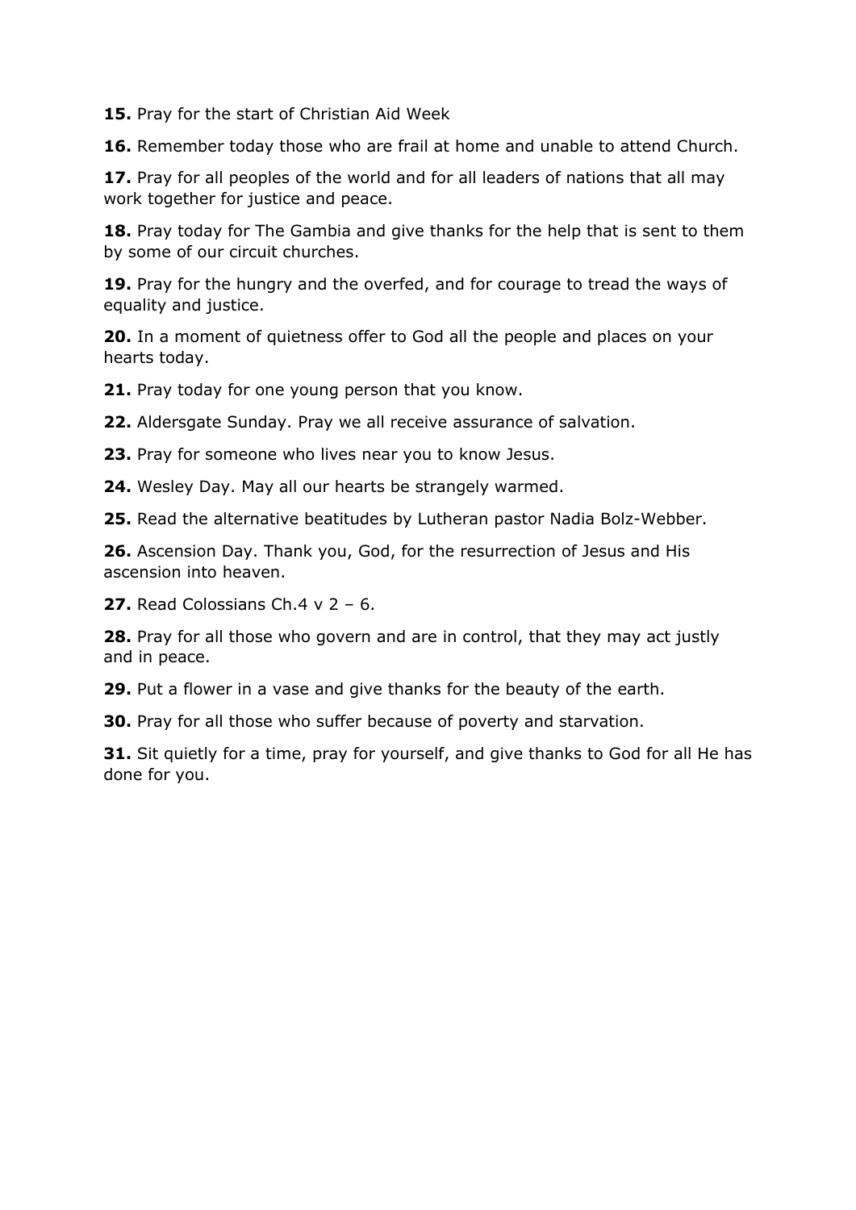**15.** Pray for the start of Christian Aid Week

**16.** Remember today those who are frail at home and unable to attend Church.

**17.** Pray for all peoples of the world and for all leaders of nations that all may work together for justice and peace.

**18.** Pray today for The Gambia and give thanks for the help that is sent to them by some of our circuit churches.

**19.** Pray for the hungry and the overfed, and for courage to tread the ways of equality and justice.

**20.** In a moment of quietness offer to God all the people and places on your hearts today.

**21.** Pray today for one young person that you know.

**22.** Aldersgate Sunday. Pray we all receive assurance of salvation.

**23.** Pray for someone who lives near you to know Jesus.

**24.** Wesley Day. May all our hearts be strangely warmed.

**25.** Read the alternative beatitudes by Lutheran pastor Nadia Bolz-Webber.

**26.** Ascension Day. Thank you, God, for the resurrection of Jesus and His ascension into heaven.

**27.** Read Colossians Ch.4 v 2 – 6.

**28.** Pray for all those who govern and are in control, that they may act justly and in peace.

**29.** Put a flower in a vase and give thanks for the beauty of the earth.

**30.** Pray for all those who suffer because of poverty and starvation.

**31.** Sit quietly for a time, pray for yourself, and give thanks to God for all He has done for you.